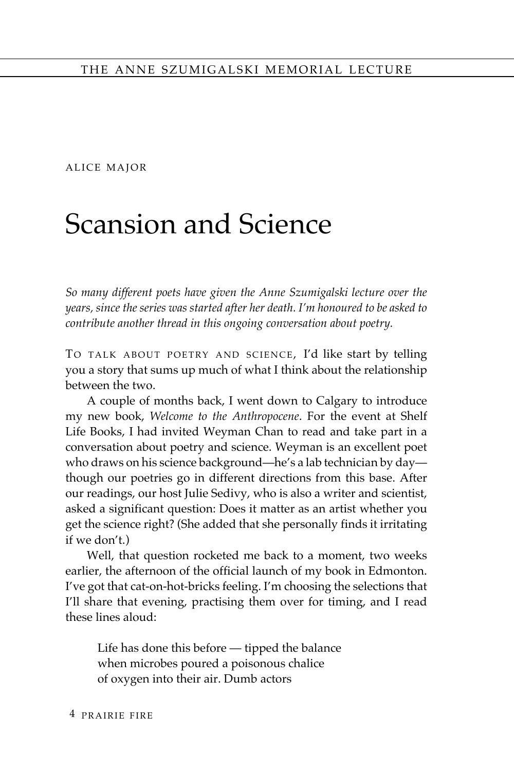ALICE MAJOR

# Scansion and Science

*So many different poets have given the Anne Szumigalski lecture over the years, since the series was started after her death. I'm honoured to be asked to contribute another thread in this ongoing conversation about poetry.*

TO TALK ABOUT POETRY AND SCIENCE, I'd like start by telling you a story that sums up much of what I think about the relationship between the two.

A couple of months back, I went down to Calgary to introduce my new book, *Welcome to the Anthropocene*. For the event at Shelf Life Books, I had invited Weyman Chan to read and take part in a conversation about poetry and science. Weyman is an excellent poet who draws on his science background—he's a lab technician by day—though our poetries go in different directions from this base. After our readings, our host Julie Sedivy, who is also a writer and scientist, asked a significant question: Does it matter as an artist whether you get the science right? (She added that she personally finds it irritating if we don't.)

Well, that question rocketed me back to a moment, two weeks earlier, the afternoon of the official launch of my book in Edmonton. I've got that cat-on-hot-bricks feeling. I'm choosing the selections that I'll share that evening, practising them over for timing, and I read these lines aloud:

> Life has done this before — tipped the balance
> when microbes poured a poisonous chalice
> of oxygen into their air. Dumb actors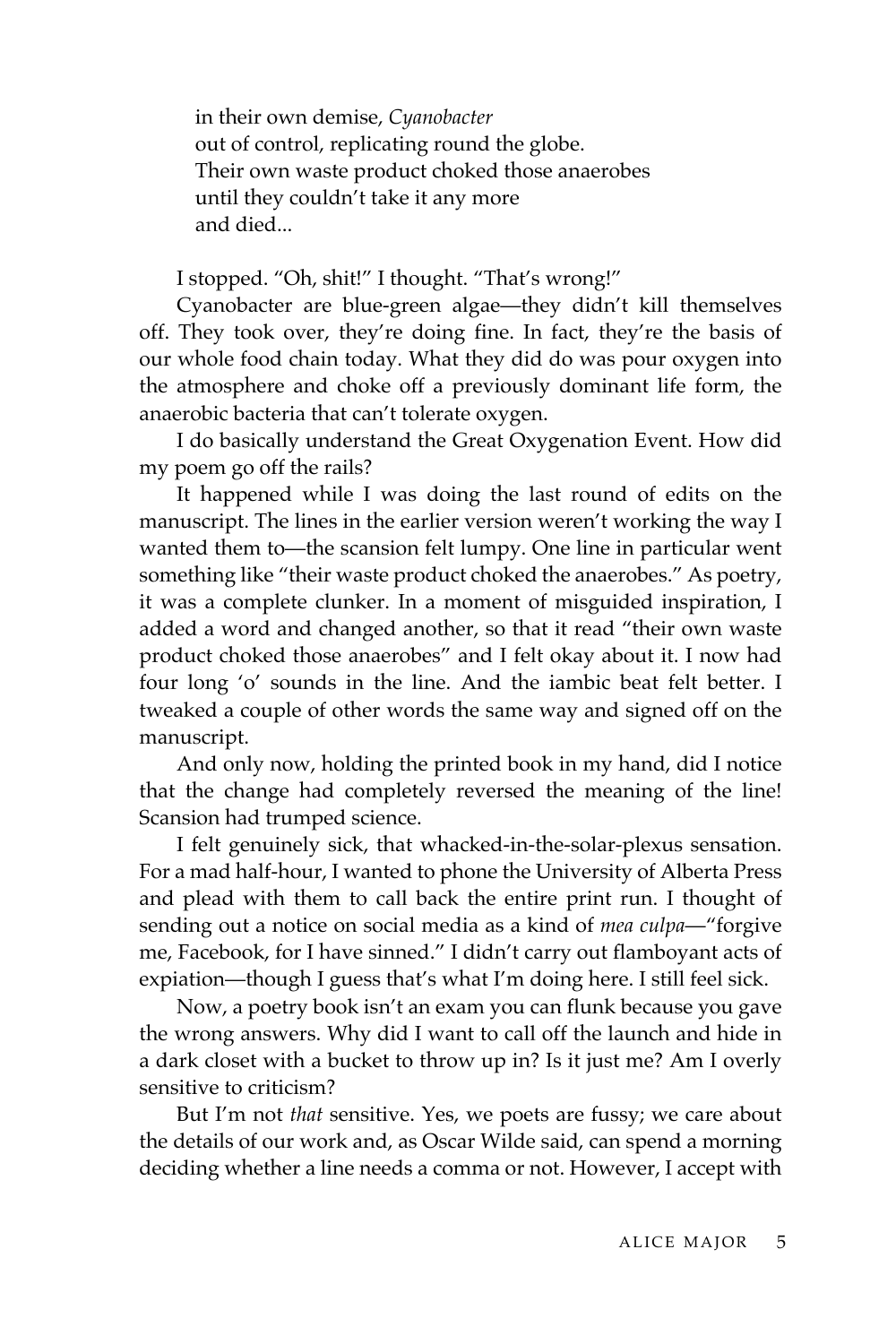> in their own demise, *Cyanobacter*
> out of control, replicating round the globe.
> Their own waste product choked those anaerobes
> until they couldn't take it any more
> and died...

I stopped. "Oh, shit!" I thought. "That's wrong!"

Cyanobacter are blue-green algae—they didn't kill themselves off. They took over, they're doing fine. In fact, they're the basis of our whole food chain today. What they did do was pour oxygen into the atmosphere and choke off a previously dominant life form, the anaerobic bacteria that can't tolerate oxygen.

I do basically understand the Great Oxygenation Event. How did my poem go off the rails?

It happened while I was doing the last round of edits on the manuscript. The lines in the earlier version weren't working the way I wanted them to—the scansion felt lumpy. One line in particular went something like "their waste product choked the anaerobes." As poetry, it was a complete clunker. In a moment of misguided inspiration, I added a word and changed another, so that it read "their own waste product choked those anaerobes" and I felt okay about it. I now had four long 'o' sounds in the line. And the iambic beat felt better. I tweaked a couple of other words the same way and signed off on the manuscript.

And only now, holding the printed book in my hand, did I notice that the change had completely reversed the meaning of the line! Scansion had trumped science.

I felt genuinely sick, that whacked-in-the-solar-plexus sensation. For a mad half-hour, I wanted to phone the University of Alberta Press and plead with them to call back the entire print run. I thought of sending out a notice on social media as a kind of *mea culpa*—"forgive me, Facebook, for I have sinned." I didn't carry out flamboyant acts of expiation—though I guess that's what I'm doing here. I still feel sick.

Now, a poetry book isn't an exam you can flunk because you gave the wrong answers. Why did I want to call off the launch and hide in a dark closet with a bucket to throw up in? Is it just me? Am I overly sensitive to criticism?

But I'm not *that* sensitive. Yes, we poets are fussy; we care about the details of our work and, as Oscar Wilde said, can spend a morning deciding whether a line needs a comma or not. However, I accept with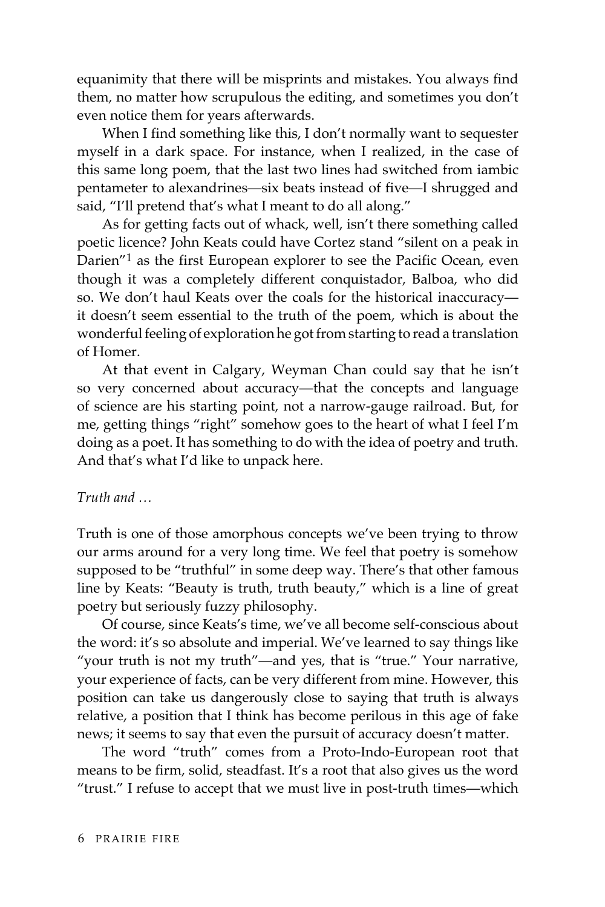equanimity that there will be misprints and mistakes. You always find them, no matter how scrupulous the editing, and sometimes you don't even notice them for years afterwards.

When I find something like this, I don't normally want to sequester myself in a dark space. For instance, when I realized, in the case of this same long poem, that the last two lines had switched from iambic pentameter to alexandrines—six beats instead of five—I shrugged and said, "I'll pretend that's what I meant to do all along."

As for getting facts out of whack, well, isn't there something called poetic licence? John Keats could have Cortez stand "silent on a peak in Darien"[1] as the first European explorer to see the Pacific Ocean, even though it was a completely different conquistador, Balboa, who did so. We don't haul Keats over the coals for the historical inaccuracy—it doesn't seem essential to the truth of the poem, which is about the wonderful feeling of exploration he got from starting to read a translation of Homer.

At that event in Calgary, Weyman Chan could say that he isn't so very concerned about accuracy—that the concepts and language of science are his starting point, not a narrow-gauge railroad. But, for me, getting things "right" somehow goes to the heart of what I feel I'm doing as a poet. It has something to do with the idea of poetry and truth. And that's what I'd like to unpack here.

*Truth and …*

Truth is one of those amorphous concepts we've been trying to throw our arms around for a very long time. We feel that poetry is somehow supposed to be "truthful" in some deep way. There's that other famous line by Keats: "Beauty is truth, truth beauty," which is a line of great poetry but seriously fuzzy philosophy.

Of course, since Keats's time, we've all become self-conscious about the word: it's so absolute and imperial. We've learned to say things like "your truth is not my truth"—and yes, that is "true." Your narrative, your experience of facts, can be very different from mine. However, this position can take us dangerously close to saying that truth is always relative, a position that I think has become perilous in this age of fake news; it seems to say that even the pursuit of accuracy doesn't matter.

The word "truth" comes from a Proto-Indo-European root that means to be firm, solid, steadfast. It's a root that also gives us the word "trust." I refuse to accept that we must live in post-truth times—which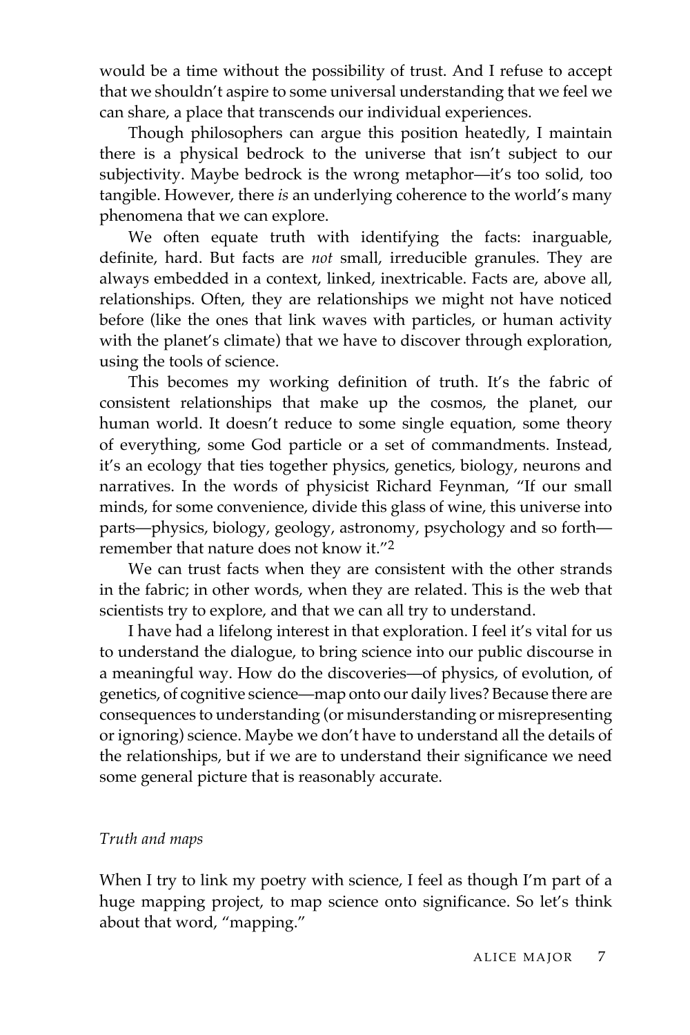would be a time without the possibility of trust. And I refuse to accept that we shouldn't aspire to some universal understanding that we feel we can share, a place that transcends our individual experiences.

Though philosophers can argue this position heatedly, I maintain there is a physical bedrock to the universe that isn't subject to our subjectivity. Maybe bedrock is the wrong metaphor—it's too solid, too tangible. However, there *is* an underlying coherence to the world's many phenomena that we can explore.

We often equate truth with identifying the facts: inarguable, definite, hard. But facts are *not* small, irreducible granules. They are always embedded in a context, linked, inextricable. Facts are, above all, relationships. Often, they are relationships we might not have noticed before (like the ones that link waves with particles, or human activity with the planet's climate) that we have to discover through exploration, using the tools of science.

This becomes my working definition of truth. It's the fabric of consistent relationships that make up the cosmos, the planet, our human world. It doesn't reduce to some single equation, some theory of everything, some God particle or a set of commandments. Instead, it's an ecology that ties together physics, genetics, biology, neurons and narratives. In the words of physicist Richard Feynman, "If our small minds, for some convenience, divide this glass of wine, this universe into parts—physics, biology, geology, astronomy, psychology and so forth—remember that nature does not know it."[2]

We can trust facts when they are consistent with the other strands in the fabric; in other words, when they are related. This is the web that scientists try to explore, and that we can all try to understand.

I have had a lifelong interest in that exploration. I feel it's vital for us to understand the dialogue, to bring science into our public discourse in a meaningful way. How do the discoveries—of physics, of evolution, of genetics, of cognitive science—map onto our daily lives? Because there are consequences to understanding (or misunderstanding or misrepresenting or ignoring) science. Maybe we don't have to understand all the details of the relationships, but if we are to understand their significance we need some general picture that is reasonably accurate.

### *Truth and maps*

When I try to link my poetry with science, I feel as though I'm part of a huge mapping project, to map science onto significance. So let's think about that word, "mapping."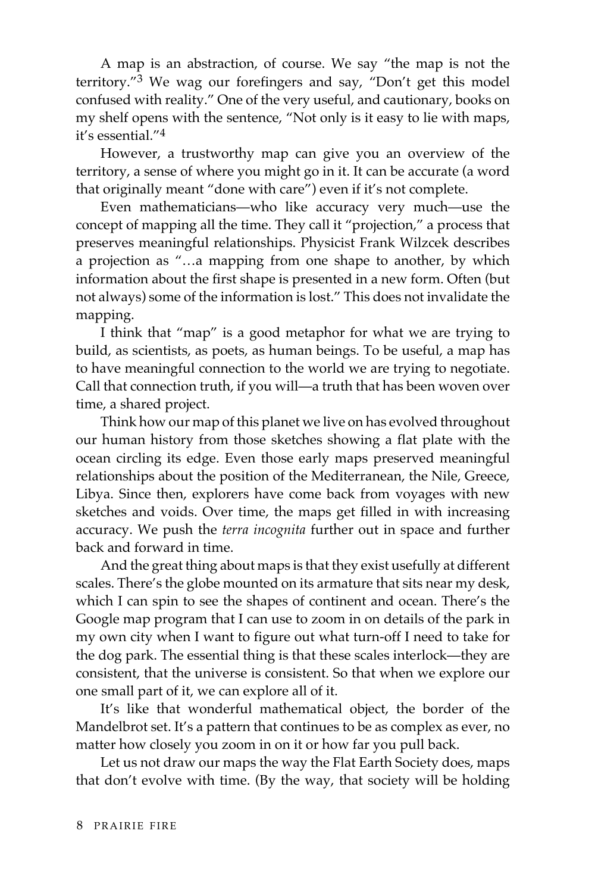A map is an abstraction, of course. We say "the map is not the territory."[3] We wag our forefingers and say, "Don't get this model confused with reality." One of the very useful, and cautionary, books on my shelf opens with the sentence, "Not only is it easy to lie with maps, it's essential."[4]

However, a trustworthy map can give you an overview of the territory, a sense of where you might go in it. It can be accurate (a word that originally meant "done with care") even if it's not complete.

Even mathematicians—who like accuracy very much—use the concept of mapping all the time. They call it "projection," a process that preserves meaningful relationships. Physicist Frank Wilzcek describes a projection as "…a mapping from one shape to another, by which information about the first shape is presented in a new form. Often (but not always) some of the information is lost." This does not invalidate the mapping.

I think that "map" is a good metaphor for what we are trying to build, as scientists, as poets, as human beings. To be useful, a map has to have meaningful connection to the world we are trying to negotiate. Call that connection truth, if you will—a truth that has been woven over time, a shared project.

Think how our map of this planet we live on has evolved throughout our human history from those sketches showing a flat plate with the ocean circling its edge. Even those early maps preserved meaningful relationships about the position of the Mediterranean, the Nile, Greece, Libya. Since then, explorers have come back from voyages with new sketches and voids. Over time, the maps get filled in with increasing accuracy. We push the *terra incognita* further out in space and further back and forward in time.

And the great thing about maps is that they exist usefully at different scales. There's the globe mounted on its armature that sits near my desk, which I can spin to see the shapes of continent and ocean. There's the Google map program that I can use to zoom in on details of the park in my own city when I want to figure out what turn-off I need to take for the dog park. The essential thing is that these scales interlock—they are consistent, that the universe is consistent. So that when we explore our one small part of it, we can explore all of it.

It's like that wonderful mathematical object, the border of the Mandelbrot set. It's a pattern that continues to be as complex as ever, no matter how closely you zoom in on it or how far you pull back.

Let us not draw our maps the way the Flat Earth Society does, maps that don't evolve with time. (By the way, that society will be holding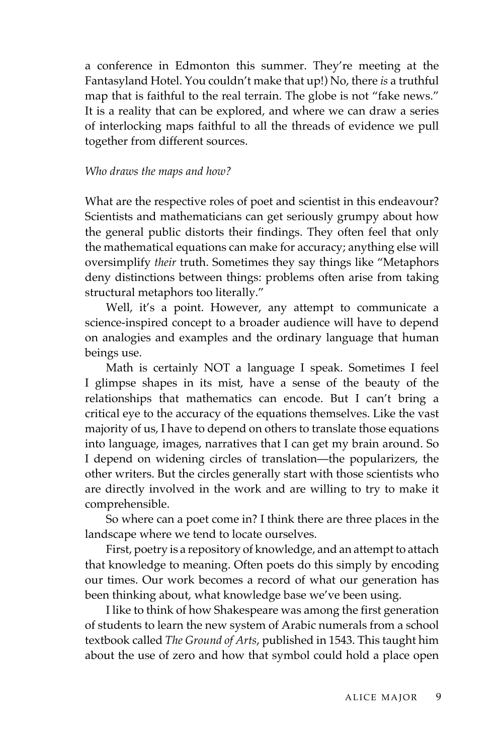a conference in Edmonton this summer. They're meeting at the Fantasyland Hotel. You couldn't make that up!) No, there *is* a truthful map that is faithful to the real terrain. The globe is not "fake news." It is a reality that can be explored, and where we can draw a series of interlocking maps faithful to all the threads of evidence we pull together from different sources.

*Who draws the maps and how?*

What are the respective roles of poet and scientist in this endeavour? Scientists and mathematicians can get seriously grumpy about how the general public distorts their findings. They often feel that only the mathematical equations can make for accuracy; anything else will oversimplify *their* truth. Sometimes they say things like "Metaphors deny distinctions between things: problems often arise from taking structural metaphors too literally."

Well, it's a point. However, any attempt to communicate a science-inspired concept to a broader audience will have to depend on analogies and examples and the ordinary language that human beings use.

Math is certainly NOT a language I speak. Sometimes I feel I glimpse shapes in its mist, have a sense of the beauty of the relationships that mathematics can encode. But I can't bring a critical eye to the accuracy of the equations themselves. Like the vast majority of us, I have to depend on others to translate those equations into language, images, narratives that I can get my brain around. So I depend on widening circles of translation—the popularizers, the other writers. But the circles generally start with those scientists who are directly involved in the work and are willing to try to make it comprehensible.

So where can a poet come in? I think there are three places in the landscape where we tend to locate ourselves.

First, poetry is a repository of knowledge, and an attempt to attach that knowledge to meaning. Often poets do this simply by encoding our times. Our work becomes a record of what our generation has been thinking about, what knowledge base we've been using.

I like to think of how Shakespeare was among the first generation of students to learn the new system of Arabic numerals from a school textbook called *The Ground of Arts*, published in 1543. This taught him about the use of zero and how that symbol could hold a place open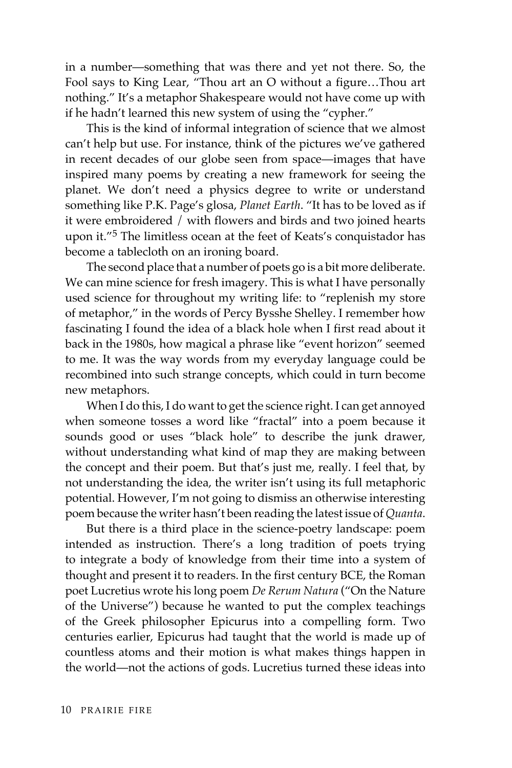in a number—something that was there and yet not there. So, the Fool says to King Lear, "Thou art an O without a figure…Thou art nothing." It's a metaphor Shakespeare would not have come up with if he hadn't learned this new system of using the "cypher."

This is the kind of informal integration of science that we almost can't help but use. For instance, think of the pictures we've gathered in recent decades of our globe seen from space—images that have inspired many poems by creating a new framework for seeing the planet. We don't need a physics degree to write or understand something like P.K. Page's glosa, *Planet Earth*. "It has to be loved as if it were embroidered / with flowers and birds and two joined hearts upon it."[5] The limitless ocean at the feet of Keats's conquistador has become a tablecloth on an ironing board.

The second place that a number of poets go is a bit more deliberate. We can mine science for fresh imagery. This is what I have personally used science for throughout my writing life: to "replenish my store of metaphor," in the words of Percy Bysshe Shelley. I remember how fascinating I found the idea of a black hole when I first read about it back in the 1980s, how magical a phrase like "event horizon" seemed to me. It was the way words from my everyday language could be recombined into such strange concepts, which could in turn become new metaphors.

When I do this, I do want to get the science right. I can get annoyed when someone tosses a word like "fractal" into a poem because it sounds good or uses "black hole" to describe the junk drawer, without understanding what kind of map they are making between the concept and their poem. But that's just me, really. I feel that, by not understanding the idea, the writer isn't using its full metaphoric potential. However, I'm not going to dismiss an otherwise interesting poem because the writer hasn't been reading the latest issue of *Quanta*.

But there is a third place in the science-poetry landscape: poem intended as instruction. There's a long tradition of poets trying to integrate a body of knowledge from their time into a system of thought and present it to readers. In the first century BCE, the Roman poet Lucretius wrote his long poem *De Rerum Natura* ("On the Nature of the Universe") because he wanted to put the complex teachings of the Greek philosopher Epicurus into a compelling form. Two centuries earlier, Epicurus had taught that the world is made up of countless atoms and their motion is what makes things happen in the world—not the actions of gods. Lucretius turned these ideas into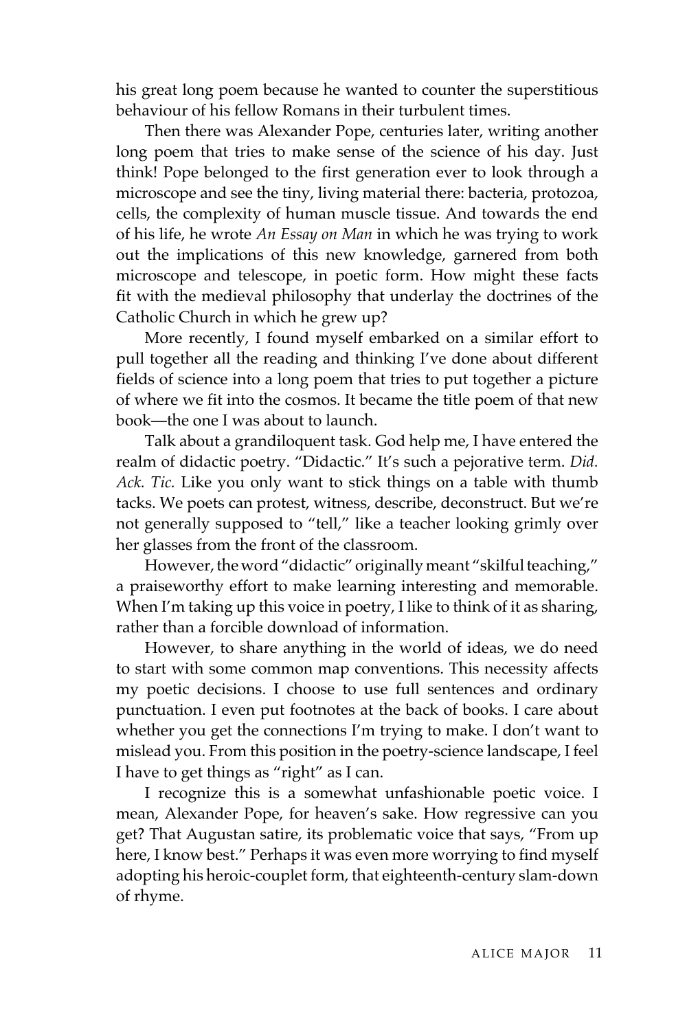his great long poem because he wanted to counter the superstitious behaviour of his fellow Romans in their turbulent times.

Then there was Alexander Pope, centuries later, writing another long poem that tries to make sense of the science of his day. Just think! Pope belonged to the first generation ever to look through a microscope and see the tiny, living material there: bacteria, protozoa, cells, the complexity of human muscle tissue. And towards the end of his life, he wrote *An Essay on Man* in which he was trying to work out the implications of this new knowledge, garnered from both microscope and telescope, in poetic form. How might these facts fit with the medieval philosophy that underlay the doctrines of the Catholic Church in which he grew up?

More recently, I found myself embarked on a similar effort to pull together all the reading and thinking I've done about different fields of science into a long poem that tries to put together a picture of where we fit into the cosmos. It became the title poem of that new book—the one I was about to launch.

Talk about a grandiloquent task. God help me, I have entered the realm of didactic poetry. "Didactic." It's such a pejorative term. *Did. Ack. Tic.* Like you only want to stick things on a table with thumb tacks. We poets can protest, witness, describe, deconstruct. But we're not generally supposed to "tell," like a teacher looking grimly over her glasses from the front of the classroom.

However, the word "didactic" originally meant "skilful teaching," a praiseworthy effort to make learning interesting and memorable. When I'm taking up this voice in poetry, I like to think of it as sharing, rather than a forcible download of information.

However, to share anything in the world of ideas, we do need to start with some common map conventions. This necessity affects my poetic decisions. I choose to use full sentences and ordinary punctuation. I even put footnotes at the back of books. I care about whether you get the connections I'm trying to make. I don't want to mislead you. From this position in the poetry-science landscape, I feel I have to get things as "right" as I can.

I recognize this is a somewhat unfashionable poetic voice. I mean, Alexander Pope, for heaven's sake. How regressive can you get? That Augustan satire, its problematic voice that says, "From up here, I know best." Perhaps it was even more worrying to find myself adopting his heroic-couplet form, that eighteenth-century slam-down of rhyme.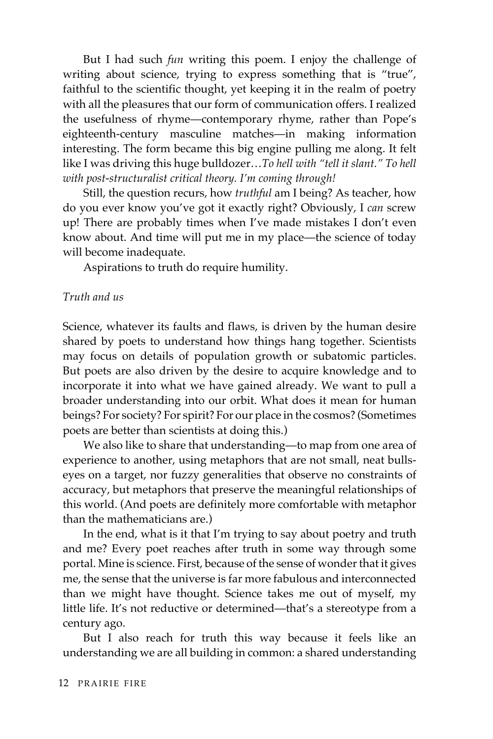But I had such *fun* writing this poem. I enjoy the challenge of writing about science, trying to express something that is "true", faithful to the scientific thought, yet keeping it in the realm of poetry with all the pleasures that our form of communication offers. I realized the usefulness of rhyme—contemporary rhyme, rather than Pope's eighteenth-century masculine matches—in making information interesting. The form became this big engine pulling me along. It felt like I was driving this huge bulldozer…*To hell with "tell it slant." To hell with post-structuralist critical theory. I'm coming through!*

Still, the question recurs, how *truthful* am I being? As teacher, how do you ever know you've got it exactly right? Obviously, I *can* screw up! There are probably times when I've made mistakes I don't even know about. And time will put me in my place—the science of today will become inadequate.

Aspirations to truth do require humility.

*Truth and us*

Science, whatever its faults and flaws, is driven by the human desire shared by poets to understand how things hang together. Scientists may focus on details of population growth or subatomic particles. But poets are also driven by the desire to acquire knowledge and to incorporate it into what we have gained already. We want to pull a broader understanding into our orbit. What does it mean for human beings? For society? For spirit? For our place in the cosmos? (Sometimes poets are better than scientists at doing this.)

We also like to share that understanding—to map from one area of experience to another, using metaphors that are not small, neat bulls-eyes on a target, nor fuzzy generalities that observe no constraints of accuracy, but metaphors that preserve the meaningful relationships of this world. (And poets are definitely more comfortable with metaphor than the mathematicians are.)

In the end, what is it that I'm trying to say about poetry and truth and me? Every poet reaches after truth in some way through some portal. Mine is science. First, because of the sense of wonder that it gives me, the sense that the universe is far more fabulous and interconnected than we might have thought. Science takes me out of myself, my little life. It's not reductive or determined—that's a stereotype from a century ago.

But I also reach for truth this way because it feels like an understanding we are all building in common: a shared understanding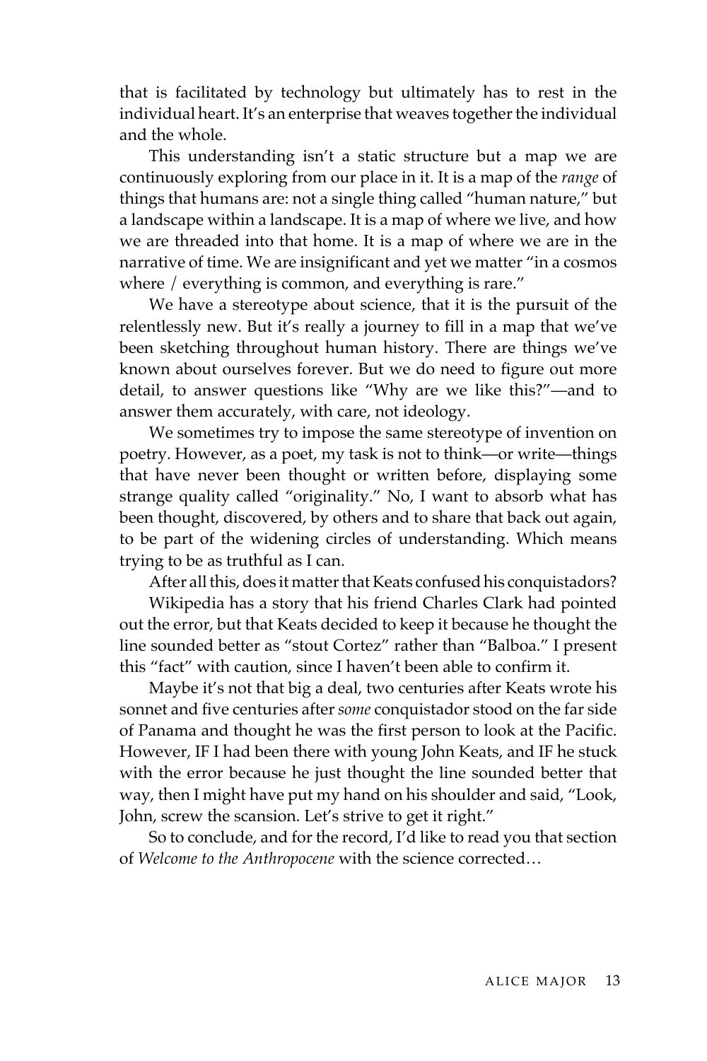that is facilitated by technology but ultimately has to rest in the individual heart. It's an enterprise that weaves together the individual and the whole.

This understanding isn't a static structure but a map we are continuously exploring from our place in it. It is a map of the *range* of things that humans are: not a single thing called "human nature," but a landscape within a landscape. It is a map of where we live, and how we are threaded into that home. It is a map of where we are in the narrative of time. We are insignificant and yet we matter "in a cosmos where / everything is common, and everything is rare."

We have a stereotype about science, that it is the pursuit of the relentlessly new. But it's really a journey to fill in a map that we've been sketching throughout human history. There are things we've known about ourselves forever. But we do need to figure out more detail, to answer questions like "Why are we like this?"—and to answer them accurately, with care, not ideology.

We sometimes try to impose the same stereotype of invention on poetry. However, as a poet, my task is not to think—or write—things that have never been thought or written before, displaying some strange quality called "originality." No, I want to absorb what has been thought, discovered, by others and to share that back out again, to be part of the widening circles of understanding. Which means trying to be as truthful as I can.

After all this, does it matter that Keats confused his conquistadors?

Wikipedia has a story that his friend Charles Clark had pointed out the error, but that Keats decided to keep it because he thought the line sounded better as "stout Cortez" rather than "Balboa." I present this "fact" with caution, since I haven't been able to confirm it.

Maybe it's not that big a deal, two centuries after Keats wrote his sonnet and five centuries after *some* conquistador stood on the far side of Panama and thought he was the first person to look at the Pacific. However, IF I had been there with young John Keats, and IF he stuck with the error because he just thought the line sounded better that way, then I might have put my hand on his shoulder and said, "Look, John, screw the scansion. Let's strive to get it right."

So to conclude, and for the record, I'd like to read you that section of *Welcome to the Anthropocene* with the science corrected…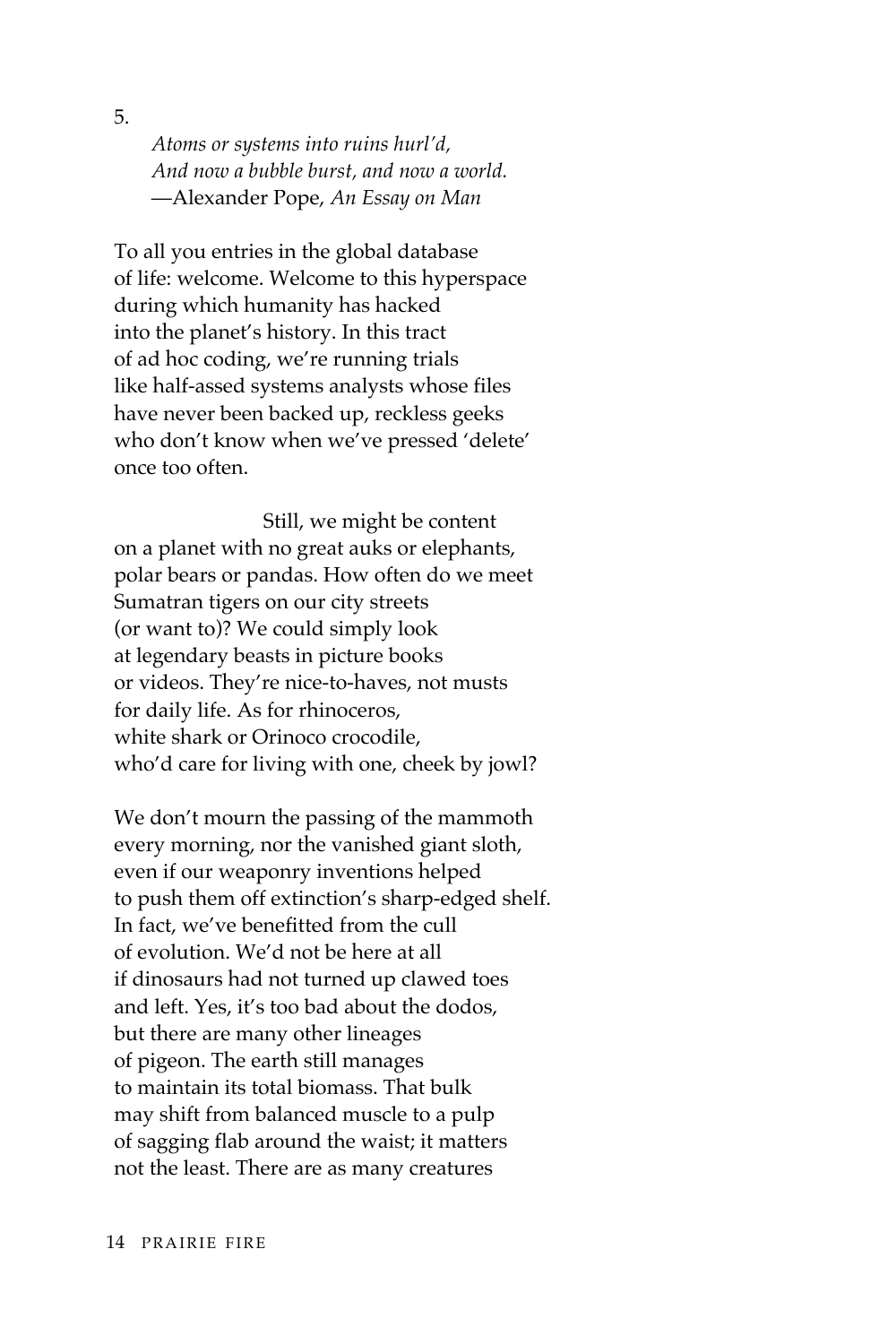5.

*Atoms or systems into ruins hurl'd,*  
*And now a bubble burst, and now a world.*  
—Alexander Pope, *An Essay on Man*

To all you entries in the global database  
of life: welcome. Welcome to this hyperspace  
during which humanity has hacked  
into the planet's history. In this tract  
of ad hoc coding, we're running trials  
like half-assed systems analysts whose files  
have never been backed up, reckless geeks  
who don't know when we've pressed 'delete'  
once too often.

                    Still, we might be content  
on a planet with no great auks or elephants,  
polar bears or pandas. How often do we meet  
Sumatran tigers on our city streets  
(or want to)? We could simply look  
at legendary beasts in picture books  
or videos. They're nice-to-haves, not musts  
for daily life. As for rhinoceros,  
white shark or Orinoco crocodile,  
who'd care for living with one, cheek by jowl?

We don't mourn the passing of the mammoth  
every morning, nor the vanished giant sloth,  
even if our weaponry inventions helped  
to push them off extinction's sharp-edged shelf.  
In fact, we've benefitted from the cull  
of evolution. We'd not be here at all  
if dinosaurs had not turned up clawed toes  
and left. Yes, it's too bad about the dodos,  
but there are many other lineages  
of pigeon. The earth still manages  
to maintain its total biomass. That bulk  
may shift from balanced muscle to a pulp  
of sagging flab around the waist; it matters  
not the least. There are as many creatures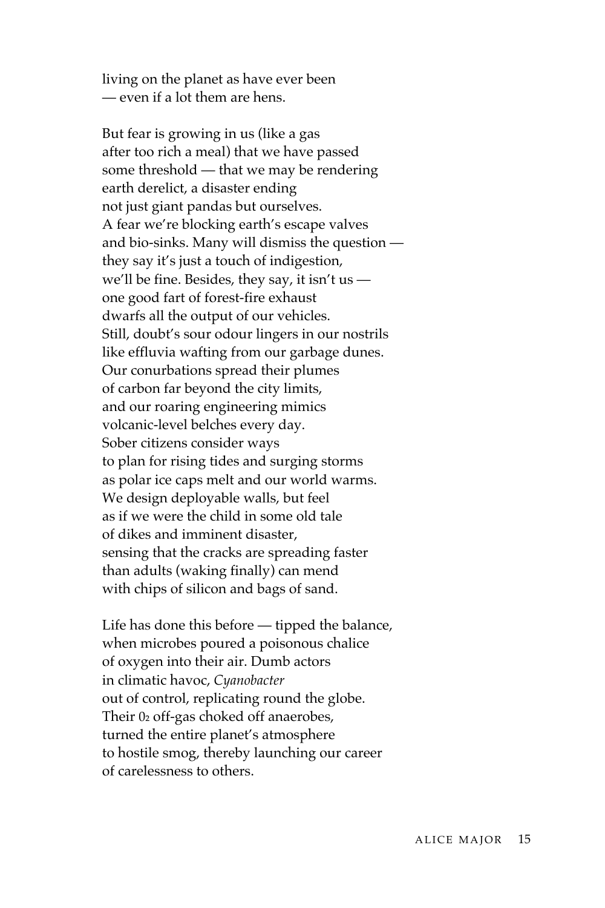living on the planet as have ever been
— even if a lot them are hens.

But fear is growing in us (like a gas
after too rich a meal) that we have passed
some threshold — that we may be rendering
earth derelict, a disaster ending
not just giant pandas but ourselves.
A fear we're blocking earth's escape valves
and bio-sinks. Many will dismiss the question —
they say it's just a touch of indigestion,
we'll be fine. Besides, they say, it isn't us —
one good fart of forest-fire exhaust
dwarfs all the output of our vehicles.
Still, doubt's sour odour lingers in our nostrils
like effluvia wafting from our garbage dunes.
Our conurbations spread their plumes
of carbon far beyond the city limits,
and our roaring engineering mimics
volcanic-level belches every day.
Sober citizens consider ways
to plan for rising tides and surging storms
as polar ice caps melt and our world warms.
We design deployable walls, but feel
as if we were the child in some old tale
of dikes and imminent disaster,
sensing that the cracks are spreading faster
than adults (waking finally) can mend
with chips of silicon and bags of sand.

Life has done this before — tipped the balance,
when microbes poured a poisonous chalice
of oxygen into their air. Dumb actors
in climatic havoc, *Cyanobacter*
out of control, replicating round the globe.
Their $0_2$ off-gas choked off anaerobes,
turned the entire planet's atmosphere
to hostile smog, thereby launching our career
of carelessness to others.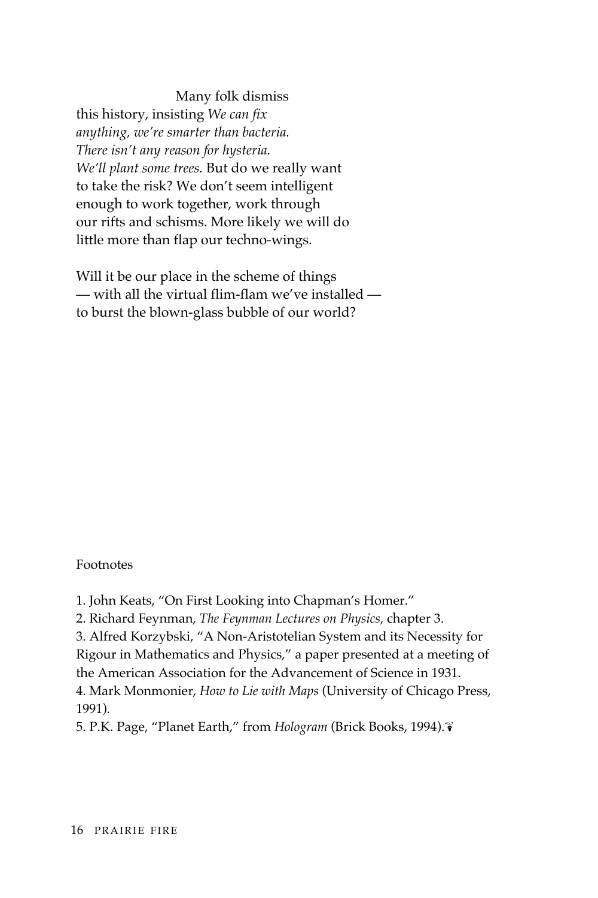Many folk dismiss  
this history, insisting *We can fix*  
*anything, we're smarter than bacteria.*  
*There isn't any reason for hysteria.*  
*We'll plant some trees.* But do we really want  
to take the risk? We don't seem intelligent  
enough to work together, work through  
our rifts and schisms. More likely we will do  
little more than flap our techno-wings.

Will it be our place in the scheme of things  
— with all the virtual flim-flam we've installed —  
to burst the blown-glass bubble of our world?

Footnotes

1. John Keats, "On First Looking into Chapman's Homer."
2. Richard Feynman, *The Feynman Lectures on Physics*, chapter 3.
3. Alfred Korzybski, "A Non-Aristotelian System and its Necessity for Rigour in Mathematics and Physics," a paper presented at a meeting of the American Association for the Advancement of Science in 1931.
4. Mark Monmonier, *How to Lie with Maps* (University of Chicago Press, 1991).
5. P.K. Page, "Planet Earth," from *Hologram* (Brick Books, 1994).